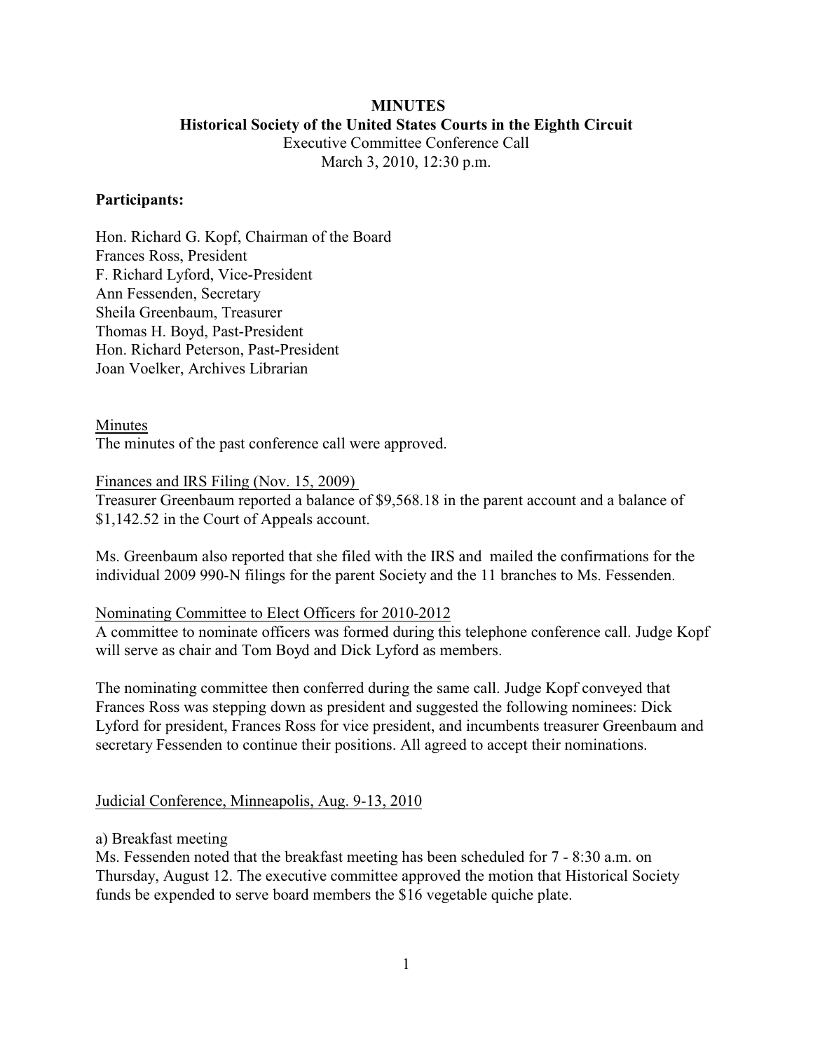# MINUTES

## Historical Society of the United States Courts in the Eighth Circuit

Executive Committee Conference Call
March 3, 2010, 12:30 p.m.

**Participants:**

Hon. Richard G. Kopf, Chairman of the Board
Frances Ross, President
F. Richard Lyford, Vice-President
Ann Fessenden, Secretary
Sheila Greenbaum, Treasurer
Thomas H. Boyd, Past-President
Hon. Richard Peterson, Past-President
Joan Voelker, Archives Librarian

<u>Minutes</u>
The minutes of the past conference call were approved.

<u>Finances and IRS Filing (Nov. 15, 2009)</u>
Treasurer Greenbaum reported a balance of $9,568.18 in the parent account and a balance of $1,142.52 in the Court of Appeals account.

Ms. Greenbaum also reported that she filed with the IRS and mailed the confirmations for the individual 2009 990-N filings for the parent Society and the 11 branches to Ms. Fessenden.

<u>Nominating Committee to Elect Officers for 2010-2012</u>
A committee to nominate officers was formed during this telephone conference call. Judge Kopf will serve as chair and Tom Boyd and Dick Lyford as members.

The nominating committee then conferred during the same call. Judge Kopf conveyed that Frances Ross was stepping down as president and suggested the following nominees: Dick Lyford for president, Frances Ross for vice president, and incumbents treasurer Greenbaum and secretary Fessenden to continue their positions. All agreed to accept their nominations.

<u>Judicial Conference, Minneapolis, Aug. 9-13, 2010</u>

a) Breakfast meeting
Ms. Fessenden noted that the breakfast meeting has been scheduled for 7 - 8:30 a.m. on Thursday, August 12. The executive committee approved the motion that Historical Society funds be expended to serve board members the $16 vegetable quiche plate.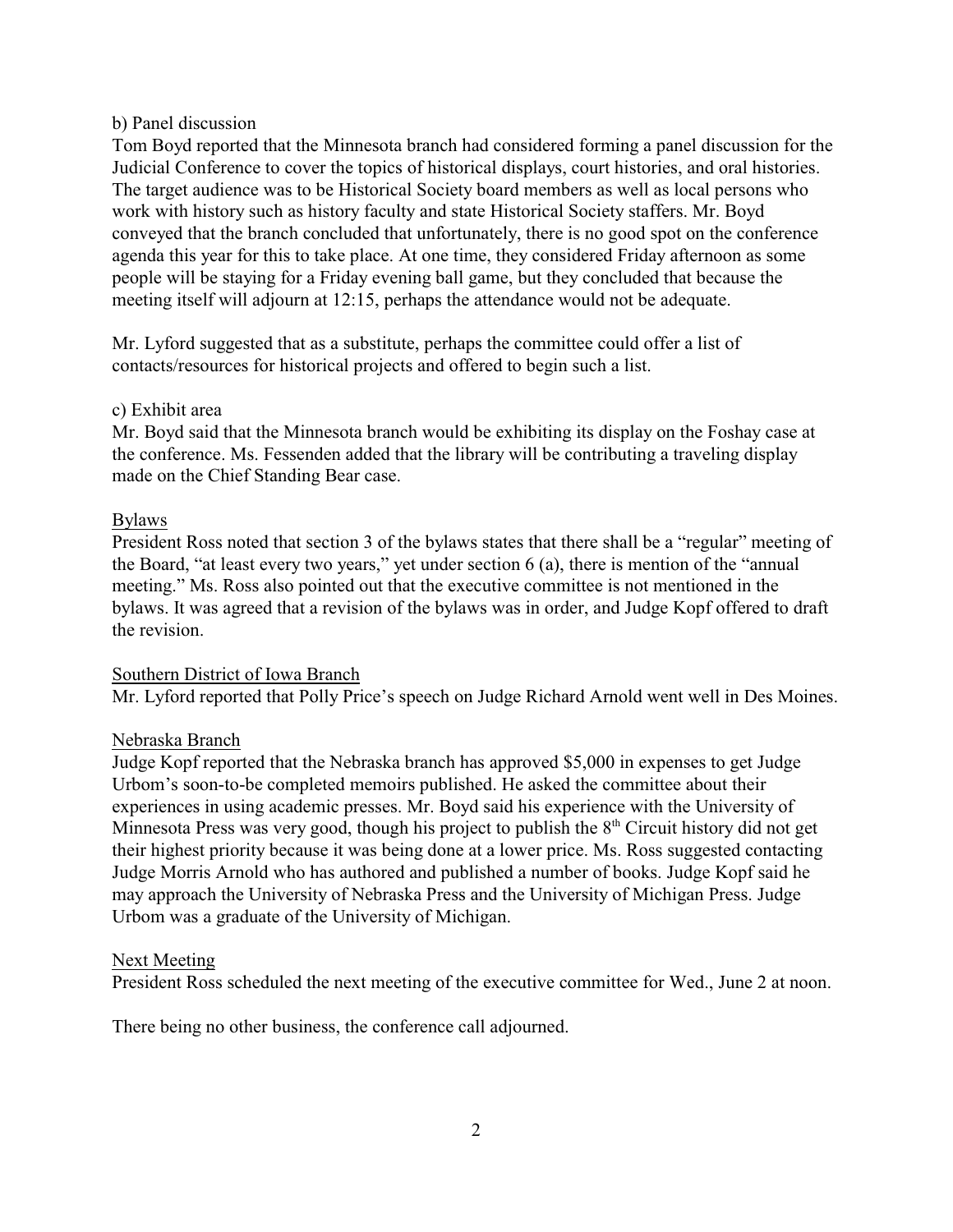b) Panel discussion

Tom Boyd reported that the Minnesota branch had considered forming a panel discussion for the Judicial Conference to cover the topics of historical displays, court histories, and oral histories. The target audience was to be Historical Society board members as well as local persons who work with history such as history faculty and state Historical Society staffers. Mr. Boyd conveyed that the branch concluded that unfortunately, there is no good spot on the conference agenda this year for this to take place. At one time, they considered Friday afternoon as some people will be staying for a Friday evening ball game, but they concluded that because the meeting itself will adjourn at 12:15, perhaps the attendance would not be adequate.

Mr. Lyford suggested that as a substitute, perhaps the committee could offer a list of contacts/resources for historical projects and offered to begin such a list.

c) Exhibit area

Mr. Boyd said that the Minnesota branch would be exhibiting its display on the Foshay case at the conference. Ms. Fessenden added that the library will be contributing a traveling display made on the Chief Standing Bear case.

<u>Bylaws</u>

President Ross noted that section 3 of the bylaws states that there shall be a "regular" meeting of the Board, "at least every two years," yet under section 6 (a), there is mention of the "annual meeting." Ms. Ross also pointed out that the executive committee is not mentioned in the bylaws. It was agreed that a revision of the bylaws was in order, and Judge Kopf offered to draft the revision.

<u>Southern District of Iowa Branch</u>

Mr. Lyford reported that Polly Price's speech on Judge Richard Arnold went well in Des Moines.

<u>Nebraska Branch</u>

Judge Kopf reported that the Nebraska branch has approved $5,000 in expenses to get Judge Urbom's soon-to-be completed memoirs published. He asked the committee about their experiences in using academic presses. Mr. Boyd said his experience with the University of Minnesota Press was very good, though his project to publish the 8th Circuit history did not get their highest priority because it was being done at a lower price. Ms. Ross suggested contacting Judge Morris Arnold who has authored and published a number of books. Judge Kopf said he may approach the University of Nebraska Press and the University of Michigan Press. Judge Urbom was a graduate of the University of Michigan.

<u>Next Meeting</u>

President Ross scheduled the next meeting of the executive committee for Wed., June 2 at noon.

There being no other business, the conference call adjourned.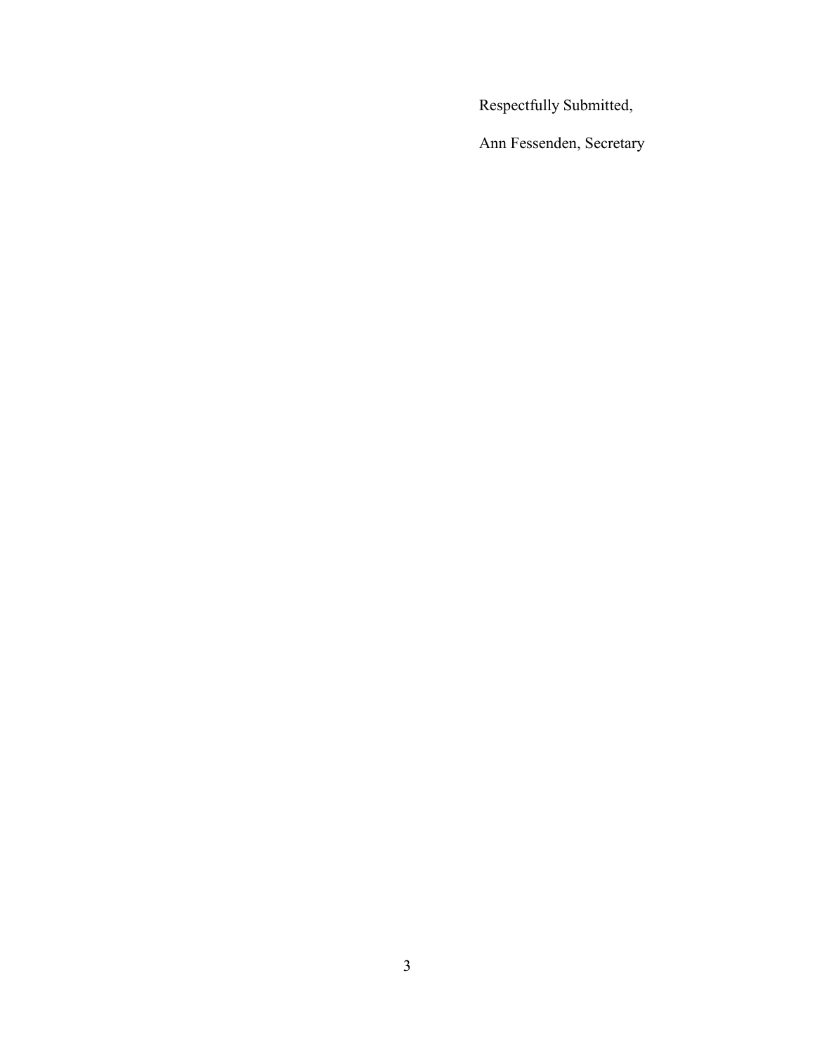Respectfully Submitted,

Ann Fessenden, Secretary